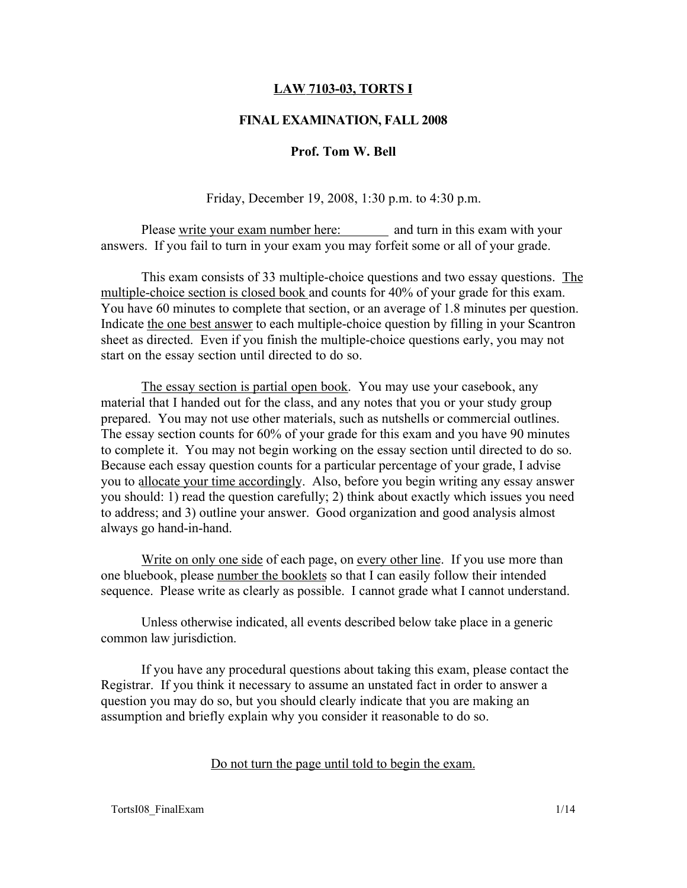# LAW 7103-03, TORTS I

## FINAL EXAMINATION, FALL 2008

### Prof. Tom W. Bell

Friday, December 19, 2008, 1:30 p.m. to 4:30 p.m.

Please write your exam number here: ________ and turn in this exam with your answers. If you fail to turn in your exam you may forfeit some or all of your grade.

This exam consists of 33 multiple-choice questions and two essay questions. The multiple-choice section is closed book and counts for 40% of your grade for this exam. You have 60 minutes to complete that section, or an average of 1.8 minutes per question. Indicate the one best answer to each multiple-choice question by filling in your Scantron sheet as directed. Even if you finish the multiple-choice questions early, you may not start on the essay section until directed to do so.

The essay section is partial open book. You may use your casebook, any material that I handed out for the class, and any notes that you or your study group prepared. You may not use other materials, such as nutshells or commercial outlines. The essay section counts for 60% of your grade for this exam and you have 90 minutes to complete it. You may not begin working on the essay section until directed to do so. Because each essay question counts for a particular percentage of your grade, I advise you to allocate your time accordingly. Also, before you begin writing any essay answer you should: 1) read the question carefully; 2) think about exactly which issues you need to address; and 3) outline your answer. Good organization and good analysis almost always go hand-in-hand.

Write on only one side of each page, on every other line. If you use more than one bluebook, please number the booklets so that I can easily follow their intended sequence. Please write as clearly as possible. I cannot grade what I cannot understand.

Unless otherwise indicated, all events described below take place in a generic common law jurisdiction.

If you have any procedural questions about taking this exam, please contact the Registrar. If you think it necessary to assume an unstated fact in order to answer a question you may do so, but you should clearly indicate that you are making an assumption and briefly explain why you consider it reasonable to do so.

Do not turn the page until told to begin the exam.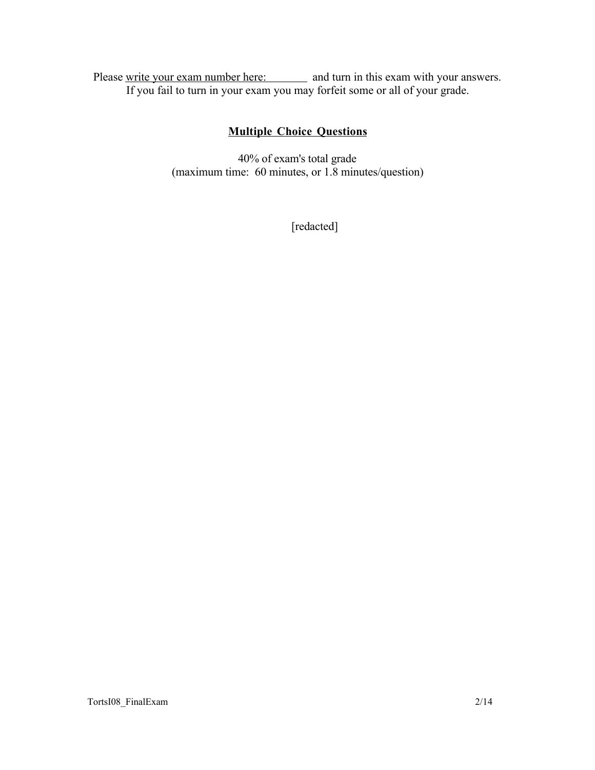Please write your exam number here: ________ and turn in this exam with your answers.
If you fail to turn in your exam you may forfeit some or all of your grade.

## **Multiple Choice Questions**

40% of exam's total grade
(maximum time: 60 minutes, or 1.8 minutes/question)

[redacted]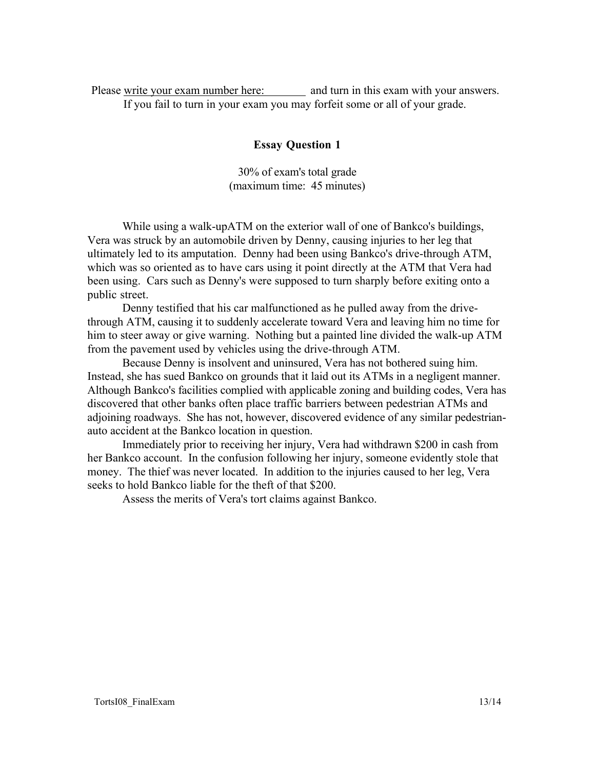Please write your exam number here: ________ and turn in this exam with your answers. If you fail to turn in your exam you may forfeit some or all of your grade.

## Essay Question 1

30% of exam's total grade
(maximum time: 45 minutes)

While using a walk-upATM on the exterior wall of one of Bankco's buildings, Vera was struck by an automobile driven by Denny, causing injuries to her leg that ultimately led to its amputation. Denny had been using Bankco's drive-through ATM, which was so oriented as to have cars using it point directly at the ATM that Vera had been using. Cars such as Denny's were supposed to turn sharply before exiting onto a public street.

Denny testified that his car malfunctioned as he pulled away from the drive-through ATM, causing it to suddenly accelerate toward Vera and leaving him no time for him to steer away or give warning. Nothing but a painted line divided the walk-up ATM from the pavement used by vehicles using the drive-through ATM.

Because Denny is insolvent and uninsured, Vera has not bothered suing him. Instead, she has sued Bankco on grounds that it laid out its ATMs in a negligent manner. Although Bankco's facilities complied with applicable zoning and building codes, Vera has discovered that other banks often place traffic barriers between pedestrian ATMs and adjoining roadways. She has not, however, discovered evidence of any similar pedestrian-auto accident at the Bankco location in question.

Immediately prior to receiving her injury, Vera had withdrawn $200 in cash from her Bankco account. In the confusion following her injury, someone evidently stole that money. The thief was never located. In addition to the injuries caused to her leg, Vera seeks to hold Bankco liable for the theft of that $200.

Assess the merits of Vera's tort claims against Bankco.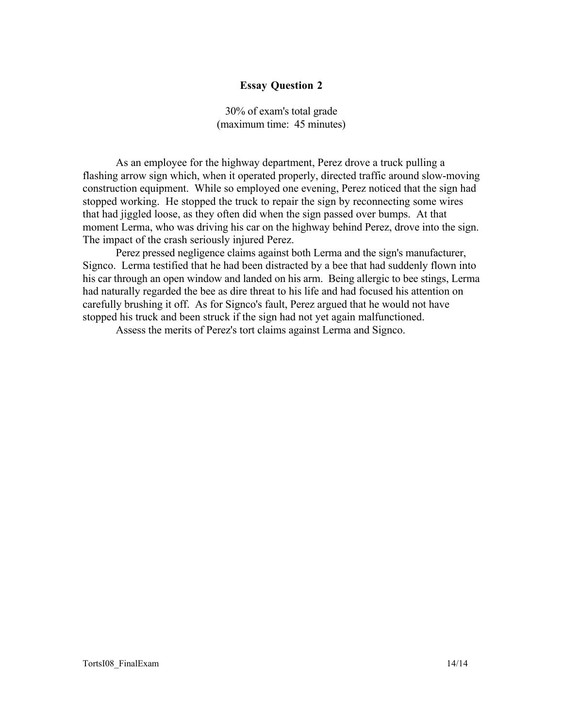**Essay Question 2**

30% of exam's total grade
(maximum time: 45 minutes)

As an employee for the highway department, Perez drove a truck pulling a flashing arrow sign which, when it operated properly, directed traffic around slow-moving construction equipment. While so employed one evening, Perez noticed that the sign had stopped working. He stopped the truck to repair the sign by reconnecting some wires that had jiggled loose, as they often did when the sign passed over bumps. At that moment Lerma, who was driving his car on the highway behind Perez, drove into the sign. The impact of the crash seriously injured Perez.

Perez pressed negligence claims against both Lerma and the sign's manufacturer, Signco. Lerma testified that he had been distracted by a bee that had suddenly flown into his car through an open window and landed on his arm. Being allergic to bee stings, Lerma had naturally regarded the bee as dire threat to his life and had focused his attention on carefully brushing it off. As for Signco's fault, Perez argued that he would not have stopped his truck and been struck if the sign had not yet again malfunctioned.

Assess the merits of Perez's tort claims against Lerma and Signco.